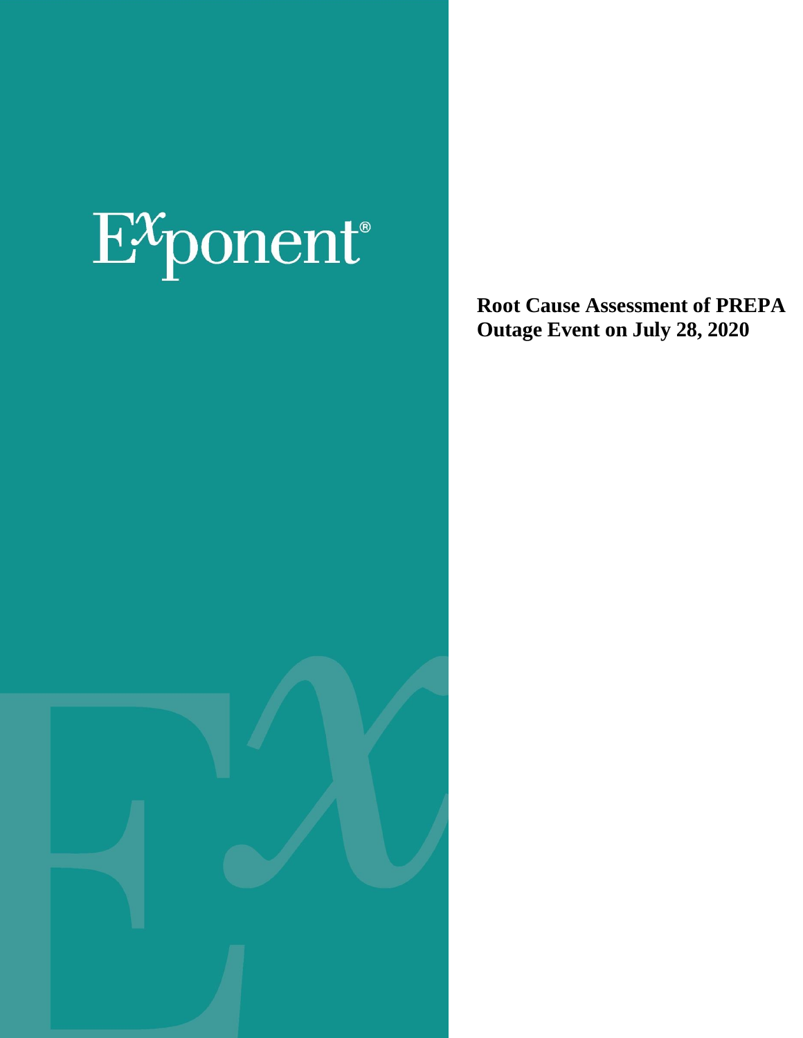Exponent®

# Root Cause Assessment of PREPA Outage Event on July 28, 2020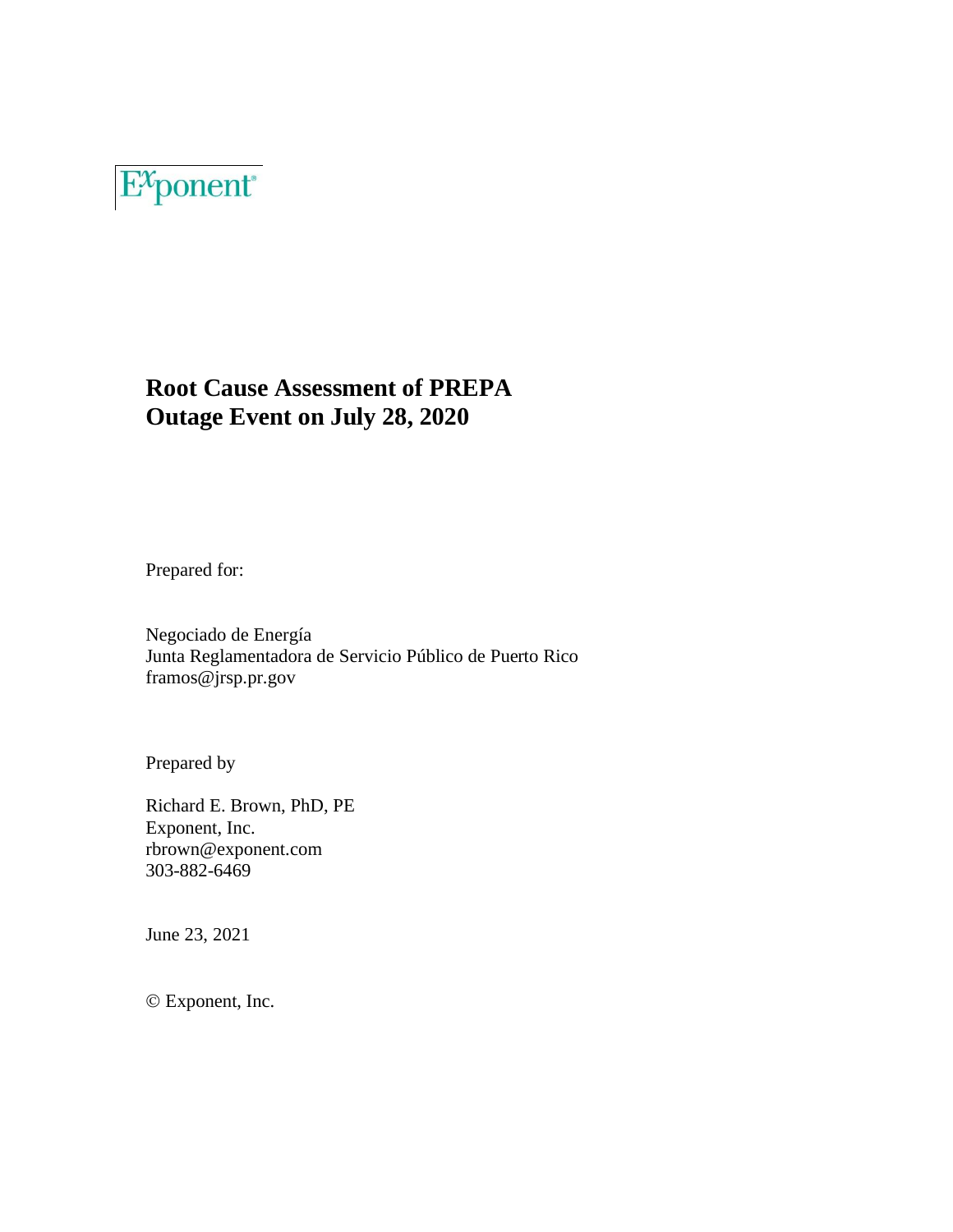Exponent

# Root Cause Assessment of PREPA Outage Event on July 28, 2020

Prepared for:

Negociado de Energía
Junta Reglamentadora de Servicio Público de Puerto Rico
framos@jrsp.pr.gov

Prepared by

Richard E. Brown, PhD, PE
Exponent, Inc.
rbrown@exponent.com
303-882-6469

June 23, 2021

© Exponent, Inc.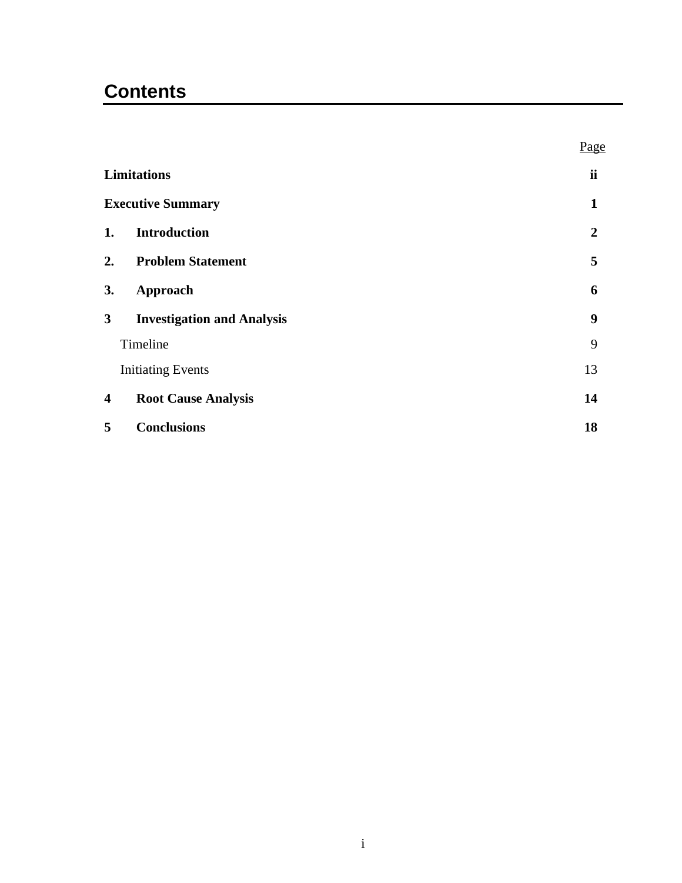# Contents

| | | Page |
|---|---|---|
| **Limitations** | | **ii** |
| **Executive Summary** | | **1** |
| **1.** | **Introduction** | **2** |
| **2.** | **Problem Statement** | **5** |
| **3.** | **Approach** | **6** |
| **3** | **Investigation and Analysis** | **9** |
| | Timeline | 9 |
| | Initiating Events | 13 |
| **4** | **Root Cause Analysis** | **14** |
| **5** | **Conclusions** | **18** |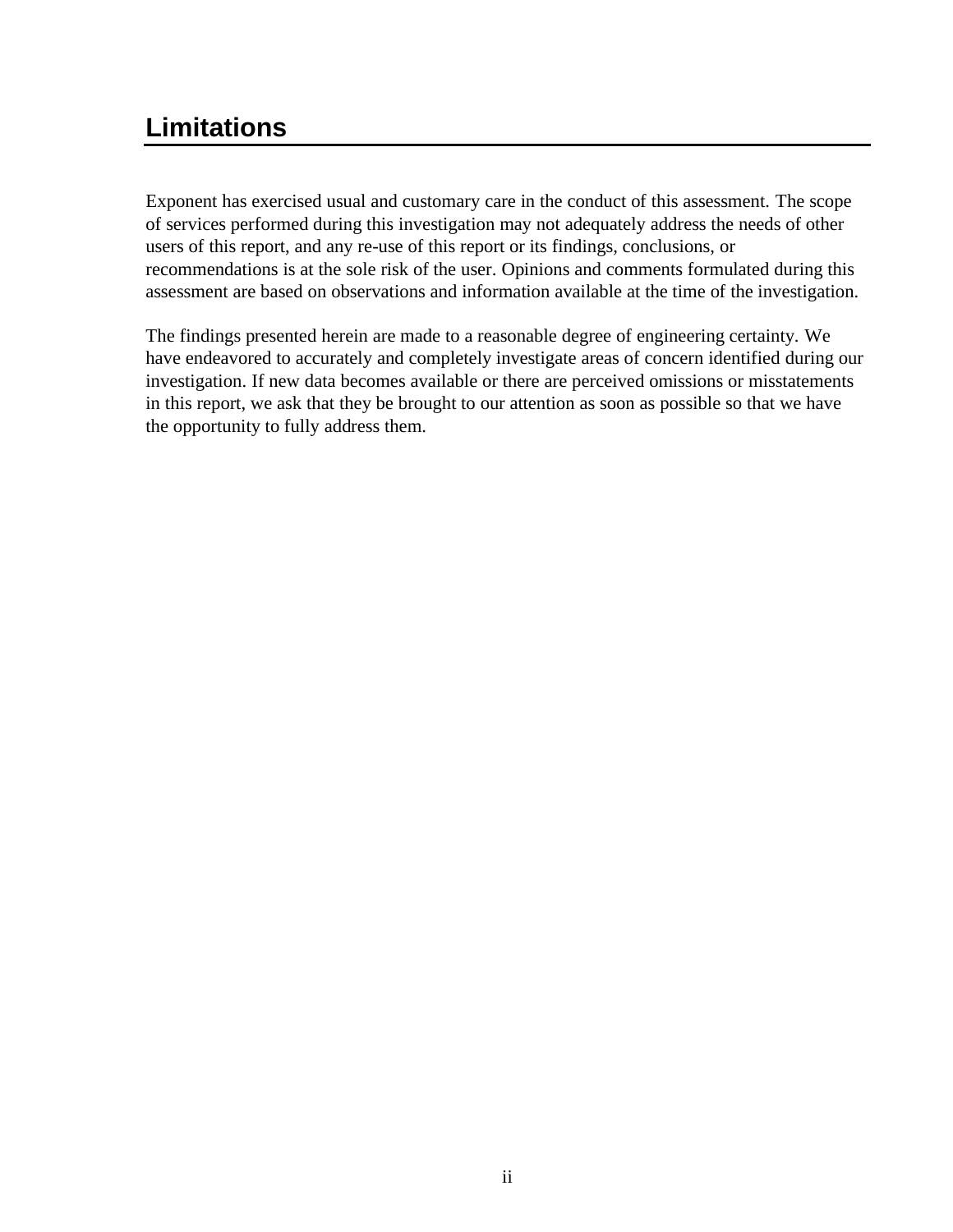# Limitations

Exponent has exercised usual and customary care in the conduct of this assessment. The scope of services performed during this investigation may not adequately address the needs of other users of this report, and any re-use of this report or its findings, conclusions, or recommendations is at the sole risk of the user. Opinions and comments formulated during this assessment are based on observations and information available at the time of the investigation.

The findings presented herein are made to a reasonable degree of engineering certainty. We have endeavored to accurately and completely investigate areas of concern identified during our investigation. If new data becomes available or there are perceived omissions or misstatements in this report, we ask that they be brought to our attention as soon as possible so that we have the opportunity to fully address them.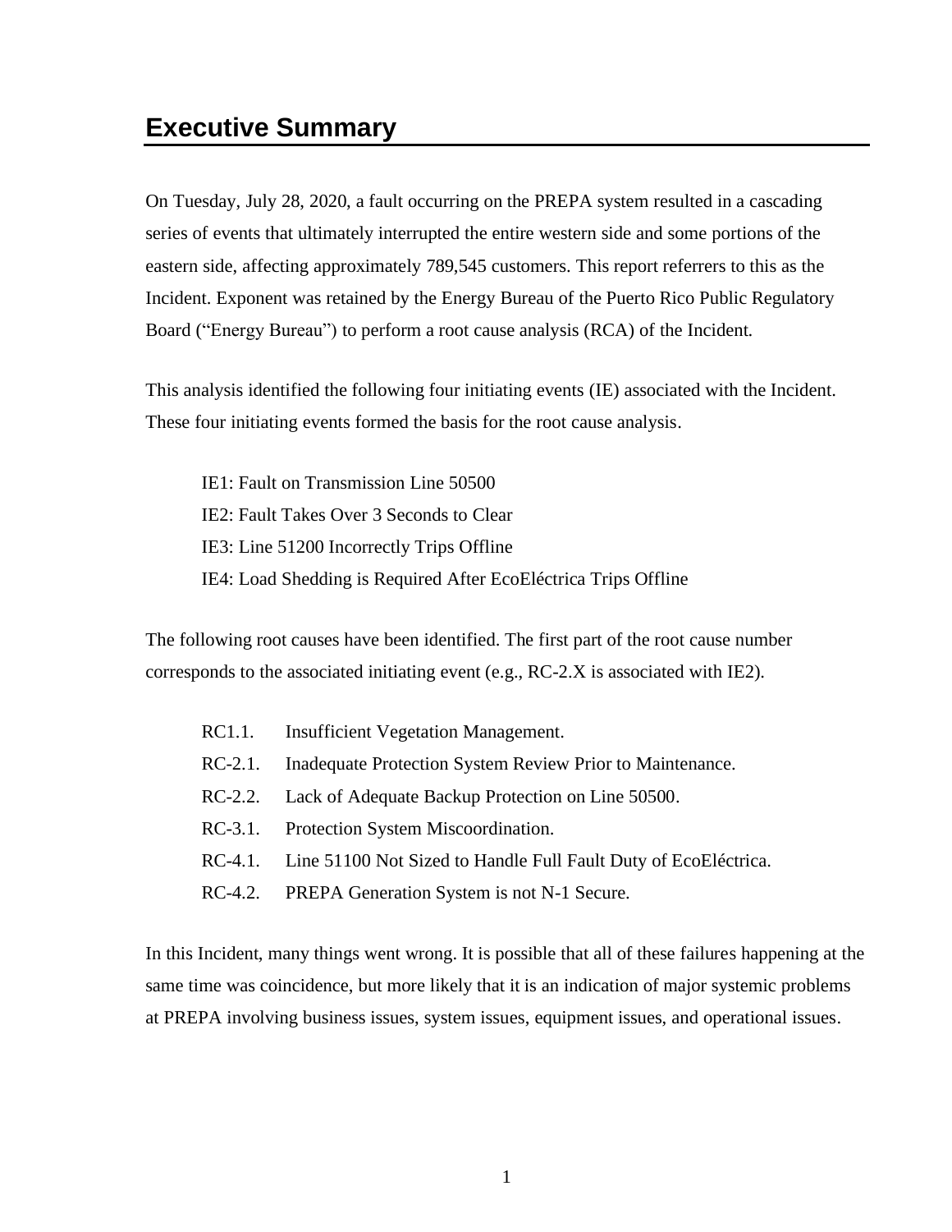# Executive Summary

On Tuesday, July 28, 2020, a fault occurring on the PREPA system resulted in a cascading series of events that ultimately interrupted the entire western side and some portions of the eastern side, affecting approximately 789,545 customers. This report referrers to this as the Incident. Exponent was retained by the Energy Bureau of the Puerto Rico Public Regulatory Board ("Energy Bureau") to perform a root cause analysis (RCA) of the Incident.

This analysis identified the following four initiating events (IE) associated with the Incident. These four initiating events formed the basis for the root cause analysis.

IE1: Fault on Transmission Line 50500
IE2: Fault Takes Over 3 Seconds to Clear
IE3: Line 51200 Incorrectly Trips Offline
IE4: Load Shedding is Required After EcoEléctrica Trips Offline

The following root causes have been identified. The first part of the root cause number corresponds to the associated initiating event (e.g., RC-2.X is associated with IE2).

RC1.1. Insufficient Vegetation Management.
RC-2.1. Inadequate Protection System Review Prior to Maintenance.
RC-2.2. Lack of Adequate Backup Protection on Line 50500.
RC-3.1. Protection System Miscoordination.
RC-4.1. Line 51100 Not Sized to Handle Full Fault Duty of EcoEléctrica.
RC-4.2. PREPA Generation System is not N-1 Secure.

In this Incident, many things went wrong. It is possible that all of these failures happening at the same time was coincidence, but more likely that it is an indication of major systemic problems at PREPA involving business issues, system issues, equipment issues, and operational issues.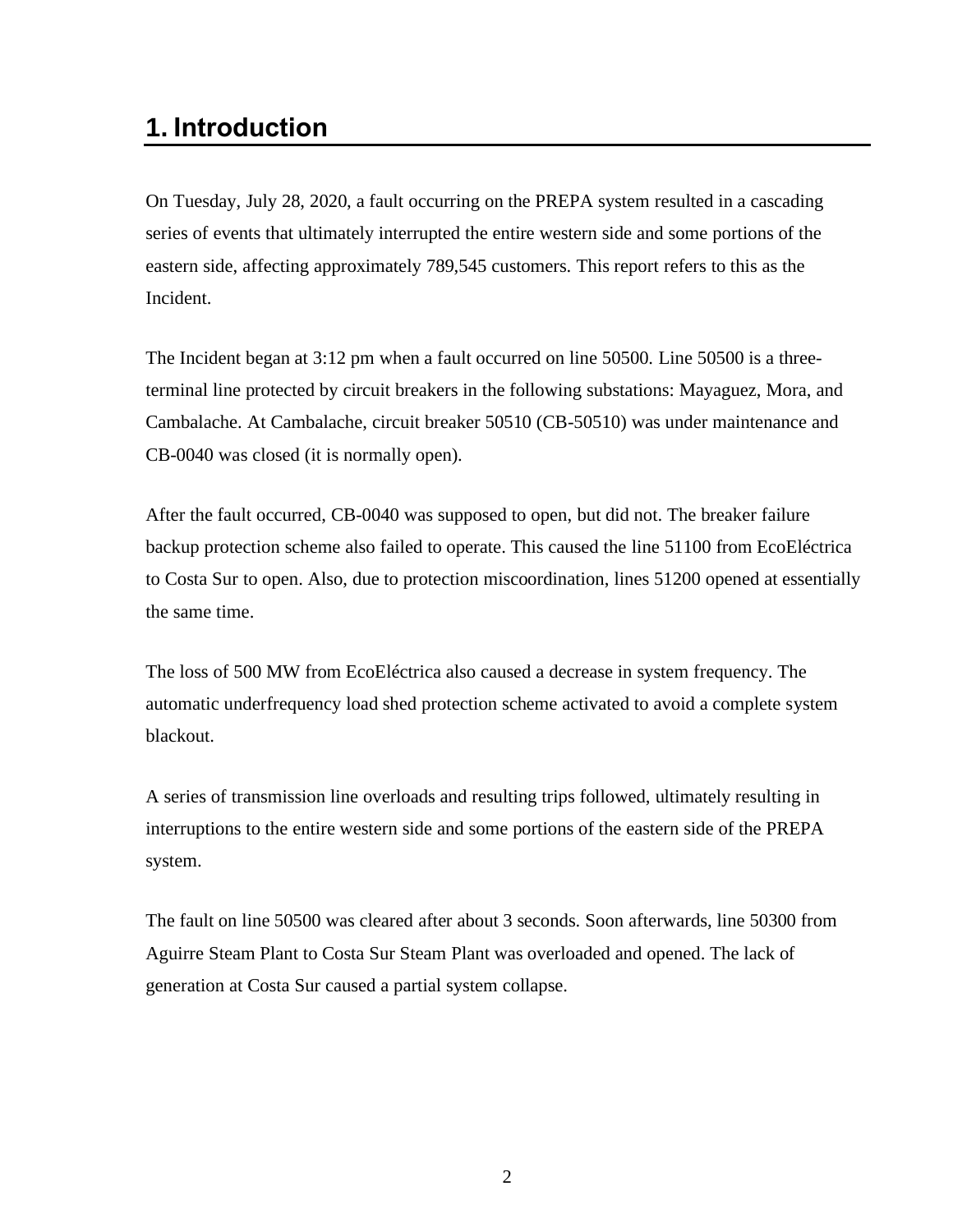# 1. Introduction

On Tuesday, July 28, 2020, a fault occurring on the PREPA system resulted in a cascading series of events that ultimately interrupted the entire western side and some portions of the eastern side, affecting approximately 789,545 customers. This report refers to this as the Incident.

The Incident began at 3:12 pm when a fault occurred on line 50500. Line 50500 is a three-terminal line protected by circuit breakers in the following substations: Mayaguez, Mora, and Cambalache. At Cambalache, circuit breaker 50510 (CB-50510) was under maintenance and CB-0040 was closed (it is normally open).

After the fault occurred, CB-0040 was supposed to open, but did not. The breaker failure backup protection scheme also failed to operate. This caused the line 51100 from EcoEléctrica to Costa Sur to open. Also, due to protection miscoordination, lines 51200 opened at essentially the same time.

The loss of 500 MW from EcoEléctrica also caused a decrease in system frequency. The automatic underfrequency load shed protection scheme activated to avoid a complete system blackout.

A series of transmission line overloads and resulting trips followed, ultimately resulting in interruptions to the entire western side and some portions of the eastern side of the PREPA system.

The fault on line 50500 was cleared after about 3 seconds. Soon afterwards, line 50300 from Aguirre Steam Plant to Costa Sur Steam Plant was overloaded and opened. The lack of generation at Costa Sur caused a partial system collapse.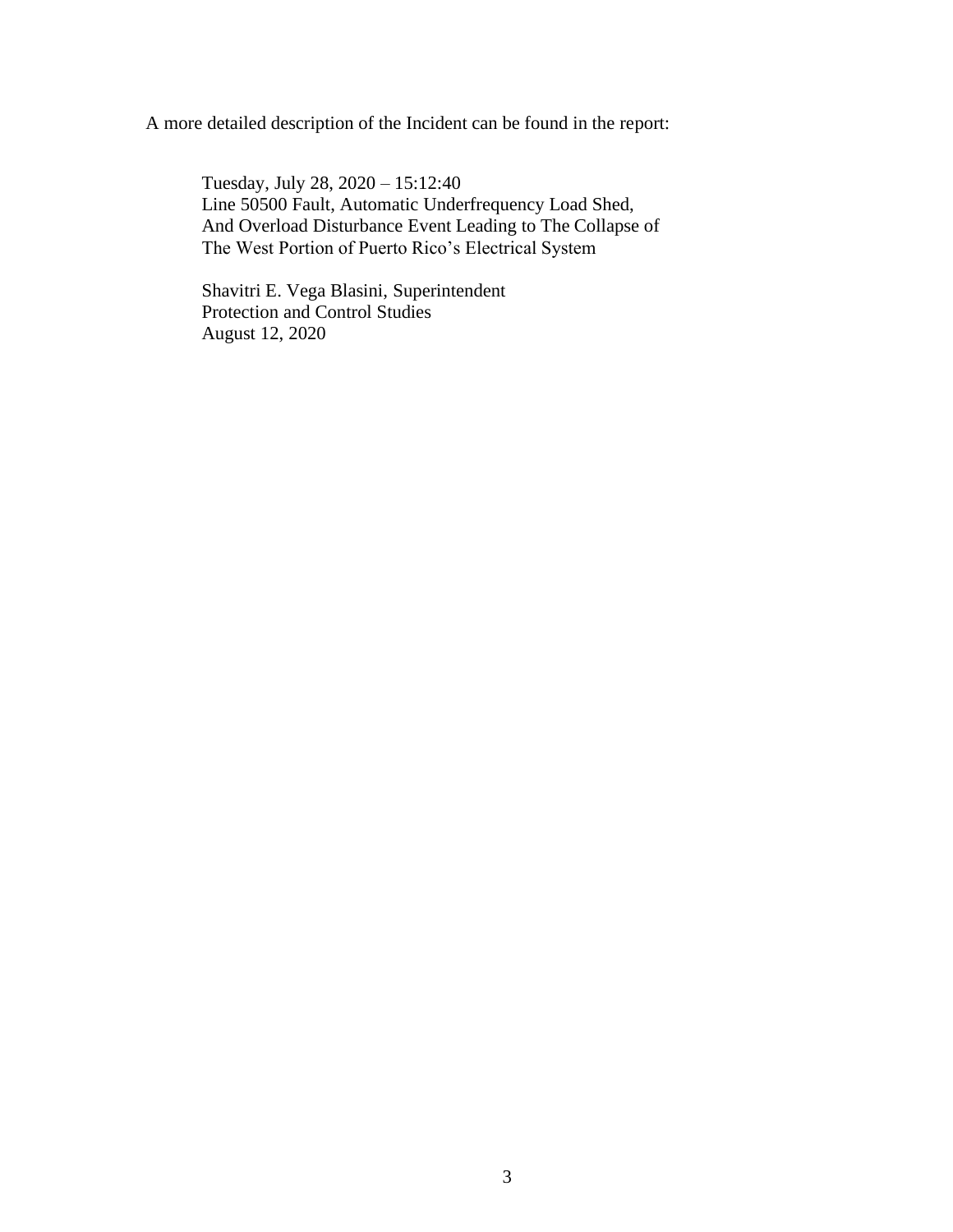A more detailed description of the Incident can be found in the report:

> Tuesday, July 28, 2020 – 15:12:40
> Line 50500 Fault, Automatic Underfrequency Load Shed,
> And Overload Disturbance Event Leading to The Collapse of
> The West Portion of Puerto Rico's Electrical System
>
> Shavitri E. Vega Blasini, Superintendent
> Protection and Control Studies
> August 12, 2020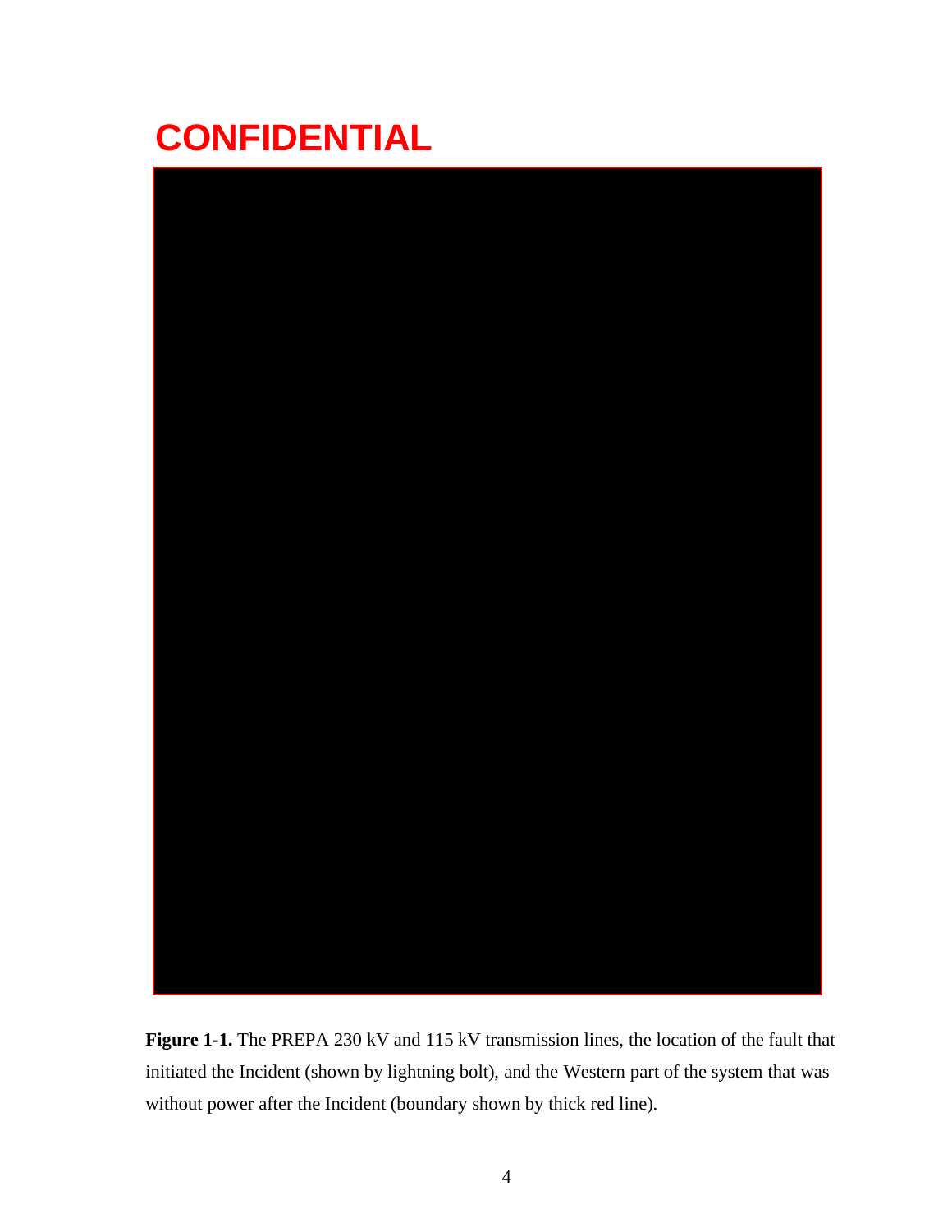CONFIDENTIAL

**Figure 1-1.** The PREPA 230 kV and 115 kV transmission lines, the location of the fault that initiated the Incident (shown by lightning bolt), and the Western part of the system that was without power after the Incident (boundary shown by thick red line).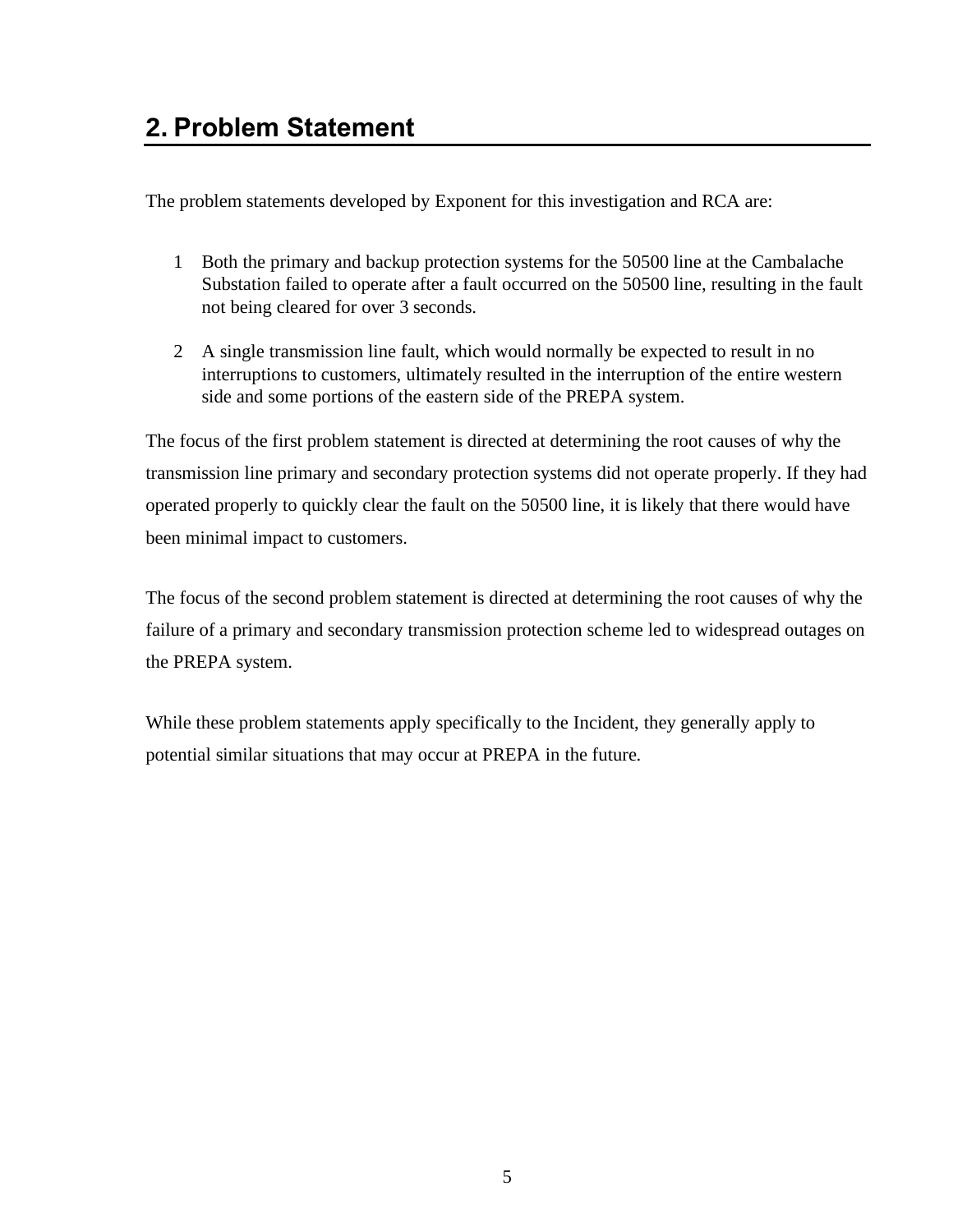## 2. Problem Statement

The problem statements developed by Exponent for this investigation and RCA are:

1. Both the primary and backup protection systems for the 50500 line at the Cambalache Substation failed to operate after a fault occurred on the 50500 line, resulting in the fault not being cleared for over 3 seconds.
2. A single transmission line fault, which would normally be expected to result in no interruptions to customers, ultimately resulted in the interruption of the entire western side and some portions of the eastern side of the PREPA system.

The focus of the first problem statement is directed at determining the root causes of why the transmission line primary and secondary protection systems did not operate properly. If they had operated properly to quickly clear the fault on the 50500 line, it is likely that there would have been minimal impact to customers.

The focus of the second problem statement is directed at determining the root causes of why the failure of a primary and secondary transmission protection scheme led to widespread outages on the PREPA system.

While these problem statements apply specifically to the Incident, they generally apply to potential similar situations that may occur at PREPA in the future.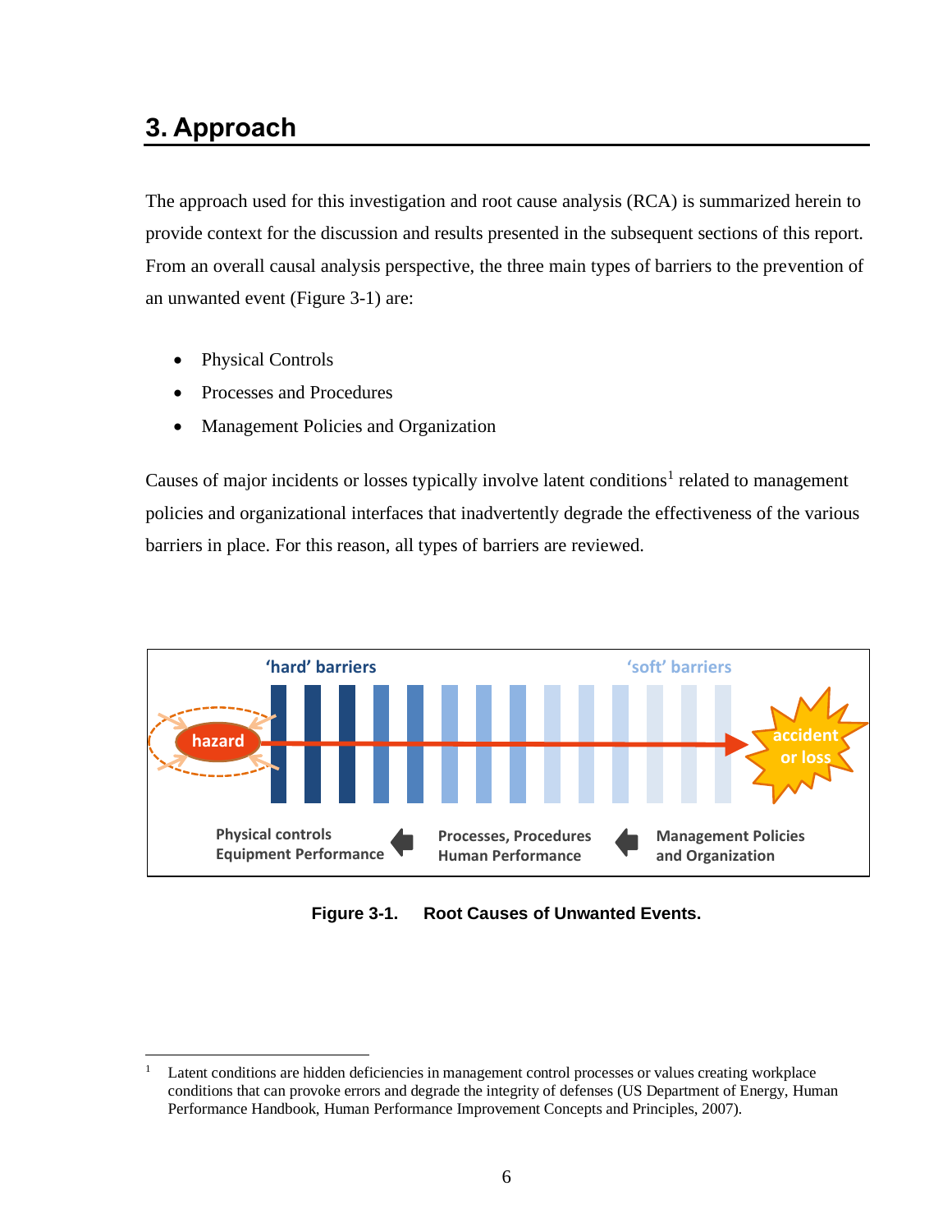# 3. Approach

The approach used for this investigation and root cause analysis (RCA) is summarized herein to provide context for the discussion and results presented in the subsequent sections of this report. From an overall causal analysis perspective, the three main types of barriers to the prevention of an unwanted event (Figure 3-1) are:

- Physical Controls
- Processes and Procedures
- Management Policies and Organization

Causes of major incidents or losses typically involve latent conditions[1] related to management policies and organizational interfaces that inadvertently degrade the effectiveness of the various barriers in place. For this reason, all types of barriers are reviewed.

**Figure 3-1. Root Causes of Unwanted Events.**

[1] Latent conditions are hidden deficiencies in management control processes or values creating workplace conditions that can provoke errors and degrade the integrity of defenses (US Department of Energy, Human Performance Handbook, Human Performance Improvement Concepts and Principles, 2007).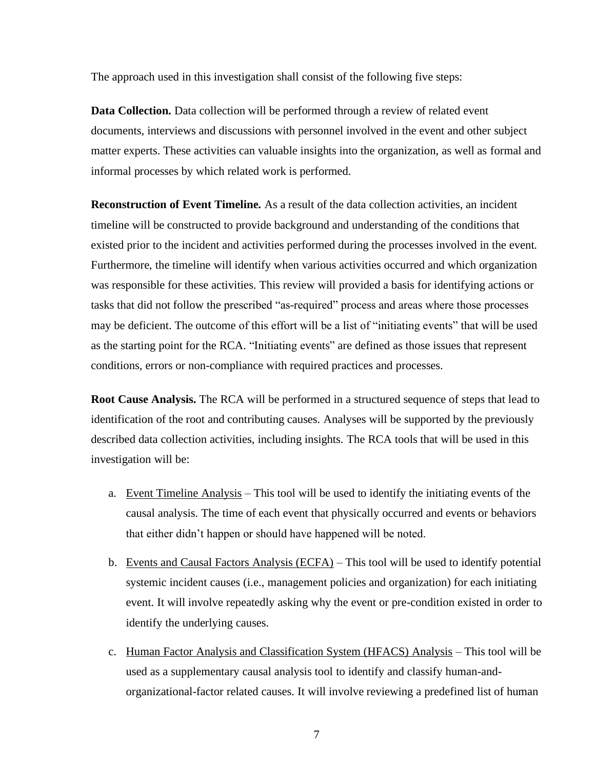The approach used in this investigation shall consist of the following five steps:

**Data Collection.** Data collection will be performed through a review of related event documents, interviews and discussions with personnel involved in the event and other subject matter experts. These activities can valuable insights into the organization, as well as formal and informal processes by which related work is performed.

**Reconstruction of Event Timeline.** As a result of the data collection activities, an incident timeline will be constructed to provide background and understanding of the conditions that existed prior to the incident and activities performed during the processes involved in the event. Furthermore, the timeline will identify when various activities occurred and which organization was responsible for these activities. This review will provided a basis for identifying actions or tasks that did not follow the prescribed "as-required" process and areas where those processes may be deficient. The outcome of this effort will be a list of "initiating events" that will be used as the starting point for the RCA. "Initiating events" are defined as those issues that represent conditions, errors or non-compliance with required practices and processes.

**Root Cause Analysis.** The RCA will be performed in a structured sequence of steps that lead to identification of the root and contributing causes. Analyses will be supported by the previously described data collection activities, including insights. The RCA tools that will be used in this investigation will be:

a. <u>Event Timeline Analysis</u> – This tool will be used to identify the initiating events of the causal analysis. The time of each event that physically occurred and events or behaviors that either didn't happen or should have happened will be noted.

b. <u>Events and Causal Factors Analysis (ECFA)</u> – This tool will be used to identify potential systemic incident causes (i.e., management policies and organization) for each initiating event. It will involve repeatedly asking why the event or pre-condition existed in order to identify the underlying causes.

c. <u>Human Factor Analysis and Classification System (HFACS) Analysis</u> – This tool will be used as a supplementary causal analysis tool to identify and classify human-and-organizational-factor related causes. It will involve reviewing a predefined list of human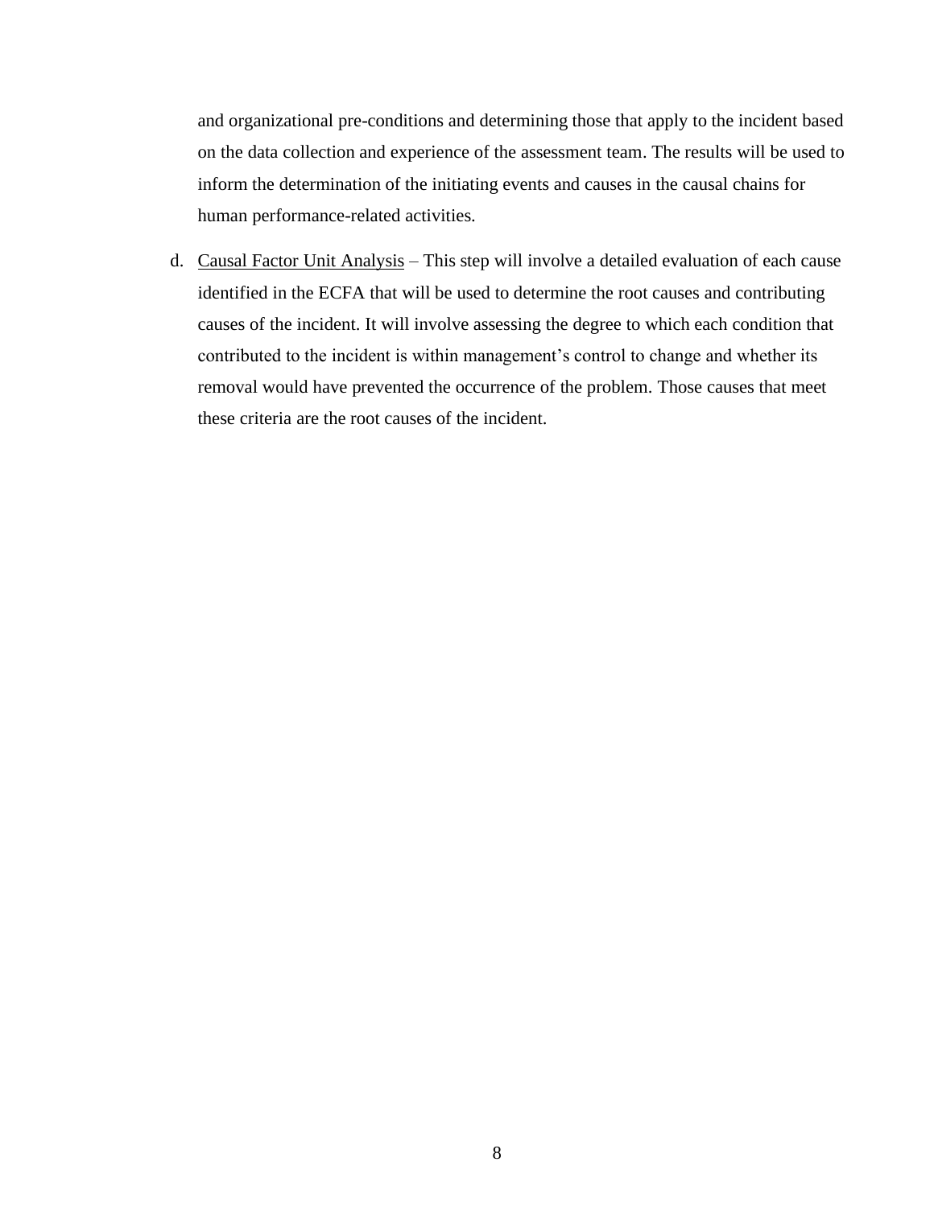and organizational pre-conditions and determining those that apply to the incident based on the data collection and experience of the assessment team. The results will be used to inform the determination of the initiating events and causes in the causal chains for human performance-related activities.

d. <u>Causal Factor Unit Analysis</u> – This step will involve a detailed evaluation of each cause identified in the ECFA that will be used to determine the root causes and contributing causes of the incident. It will involve assessing the degree to which each condition that contributed to the incident is within management's control to change and whether its removal would have prevented the occurrence of the problem. Those causes that meet these criteria are the root causes of the incident.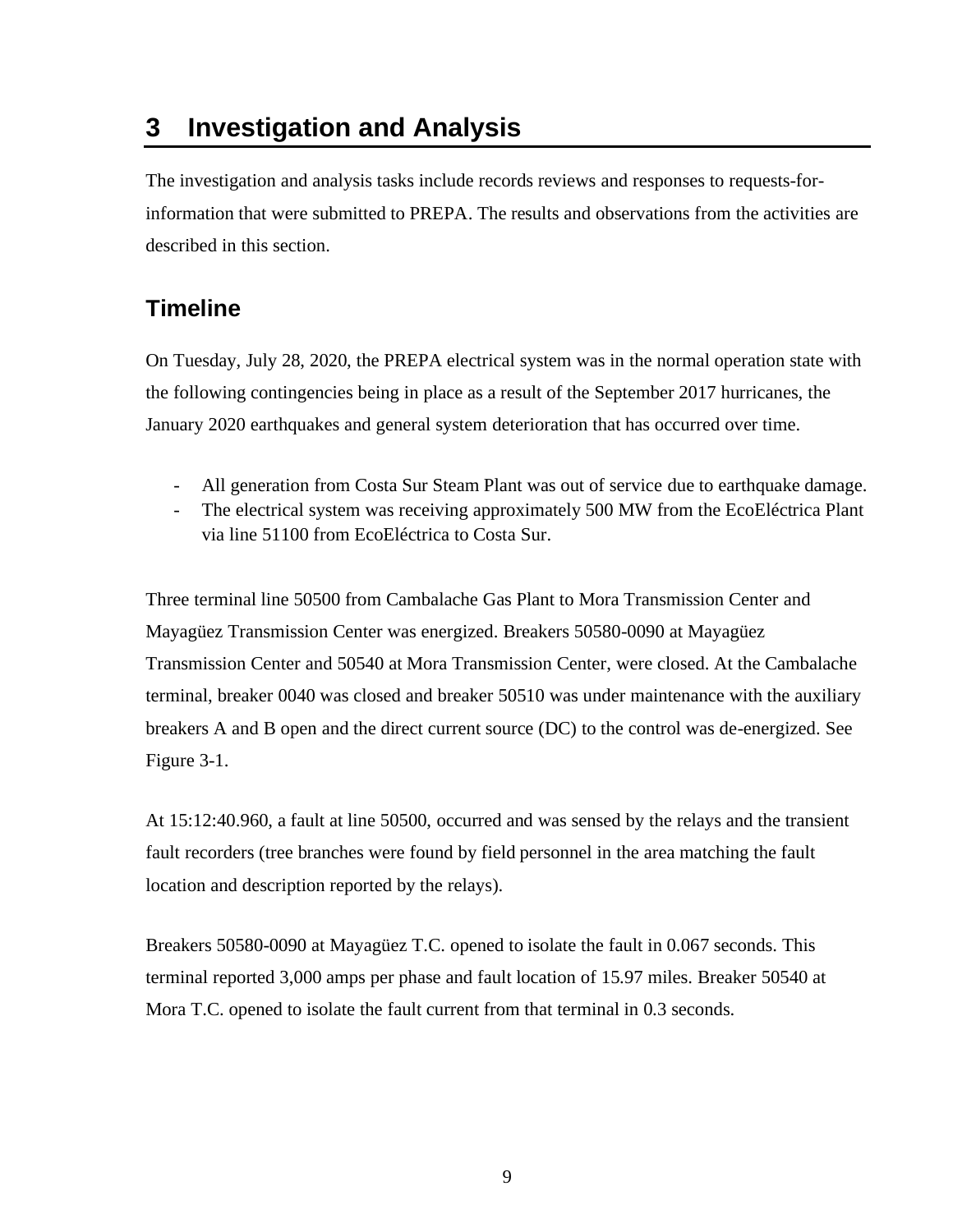# 3 Investigation and Analysis

The investigation and analysis tasks include records reviews and responses to requests-for-information that were submitted to PREPA. The results and observations from the activities are described in this section.

## Timeline

On Tuesday, July 28, 2020, the PREPA electrical system was in the normal operation state with the following contingencies being in place as a result of the September 2017 hurricanes, the January 2020 earthquakes and general system deterioration that has occurred over time.

- All generation from Costa Sur Steam Plant was out of service due to earthquake damage.
- The electrical system was receiving approximately 500 MW from the EcoEléctrica Plant via line 51100 from EcoEléctrica to Costa Sur.

Three terminal line 50500 from Cambalache Gas Plant to Mora Transmission Center and Mayagüez Transmission Center was energized. Breakers 50580-0090 at Mayagüez Transmission Center and 50540 at Mora Transmission Center, were closed. At the Cambalache terminal, breaker 0040 was closed and breaker 50510 was under maintenance with the auxiliary breakers A and B open and the direct current source (DC) to the control was de-energized. See Figure 3-1.

At 15:12:40.960, a fault at line 50500, occurred and was sensed by the relays and the transient fault recorders (tree branches were found by field personnel in the area matching the fault location and description reported by the relays).

Breakers 50580-0090 at Mayagüez T.C. opened to isolate the fault in 0.067 seconds. This terminal reported 3,000 amps per phase and fault location of 15.97 miles. Breaker 50540 at Mora T.C. opened to isolate the fault current from that terminal in 0.3 seconds.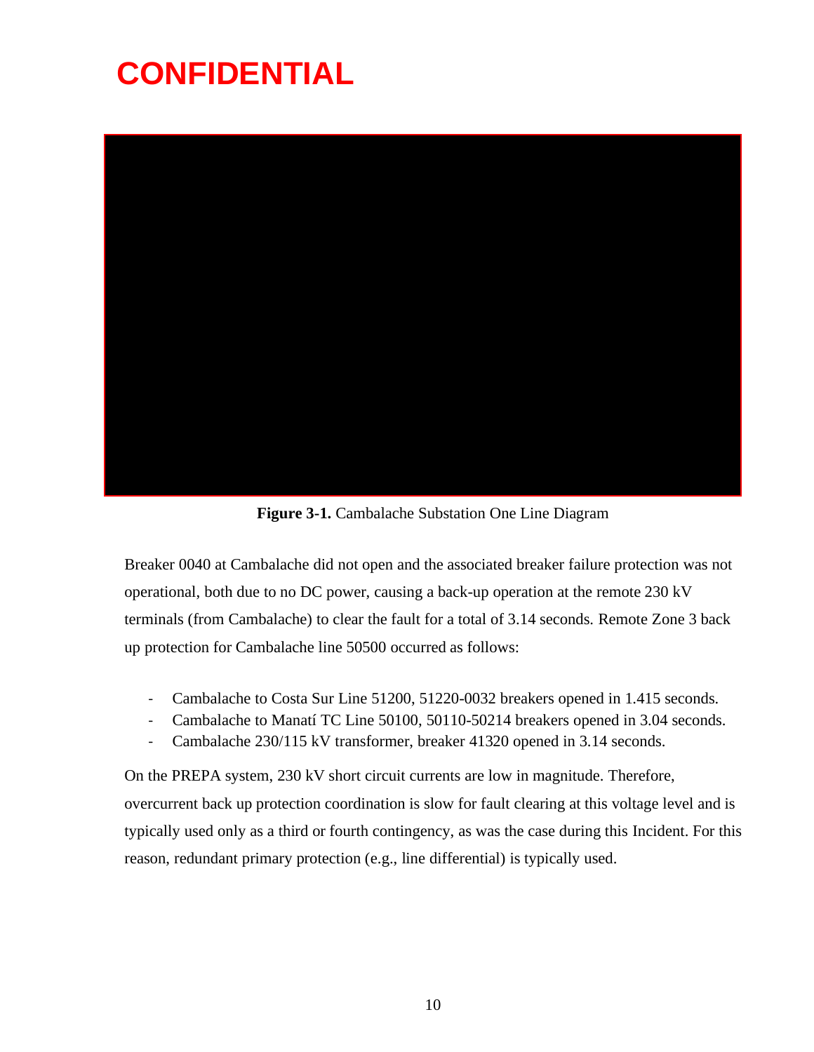# CONFIDENTIAL

**Figure 3-1.** Cambalache Substation One Line Diagram

Breaker 0040 at Cambalache did not open and the associated breaker failure protection was not operational, both due to no DC power, causing a back-up operation at the remote 230 kV terminals (from Cambalache) to clear the fault for a total of 3.14 seconds. Remote Zone 3 back up protection for Cambalache line 50500 occurred as follows:

- Cambalache to Costa Sur Line 51200, 51220-0032 breakers opened in 1.415 seconds.
- Cambalache to Manatí TC Line 50100, 50110-50214 breakers opened in 3.04 seconds.
- Cambalache 230/115 kV transformer, breaker 41320 opened in 3.14 seconds.

On the PREPA system, 230 kV short circuit currents are low in magnitude. Therefore, overcurrent back up protection coordination is slow for fault clearing at this voltage level and is typically used only as a third or fourth contingency, as was the case during this Incident. For this reason, redundant primary protection (e.g., line differential) is typically used.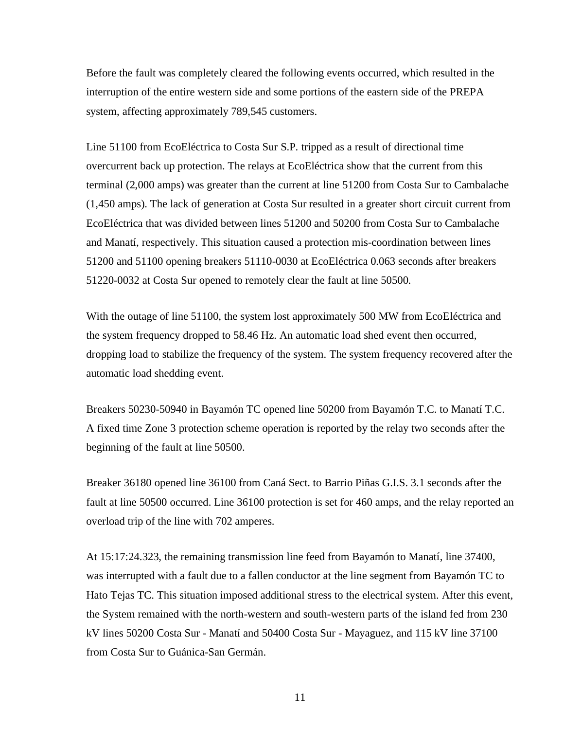Before the fault was completely cleared the following events occurred, which resulted in the interruption of the entire western side and some portions of the eastern side of the PREPA system, affecting approximately 789,545 customers.

Line 51100 from EcoEléctrica to Costa Sur S.P. tripped as a result of directional time overcurrent back up protection. The relays at EcoEléctrica show that the current from this terminal (2,000 amps) was greater than the current at line 51200 from Costa Sur to Cambalache (1,450 amps). The lack of generation at Costa Sur resulted in a greater short circuit current from EcoEléctrica that was divided between lines 51200 and 50200 from Costa Sur to Cambalache and Manatí, respectively. This situation caused a protection mis-coordination between lines 51200 and 51100 opening breakers 51110-0030 at EcoEléctrica 0.063 seconds after breakers 51220-0032 at Costa Sur opened to remotely clear the fault at line 50500.

With the outage of line 51100, the system lost approximately 500 MW from EcoEléctrica and the system frequency dropped to 58.46 Hz. An automatic load shed event then occurred, dropping load to stabilize the frequency of the system. The system frequency recovered after the automatic load shedding event.

Breakers 50230-50940 in Bayamón TC opened line 50200 from Bayamón T.C. to Manatí T.C. A fixed time Zone 3 protection scheme operation is reported by the relay two seconds after the beginning of the fault at line 50500.

Breaker 36180 opened line 36100 from Caná Sect. to Barrio Piñas G.I.S. 3.1 seconds after the fault at line 50500 occurred. Line 36100 protection is set for 460 amps, and the relay reported an overload trip of the line with 702 amperes.

At 15:17:24.323, the remaining transmission line feed from Bayamón to Manatí, line 37400, was interrupted with a fault due to a fallen conductor at the line segment from Bayamón TC to Hato Tejas TC. This situation imposed additional stress to the electrical system. After this event, the System remained with the north-western and south-western parts of the island fed from 230 kV lines 50200 Costa Sur - Manatí and 50400 Costa Sur - Mayaguez, and 115 kV line 37100 from Costa Sur to Guánica-San Germán.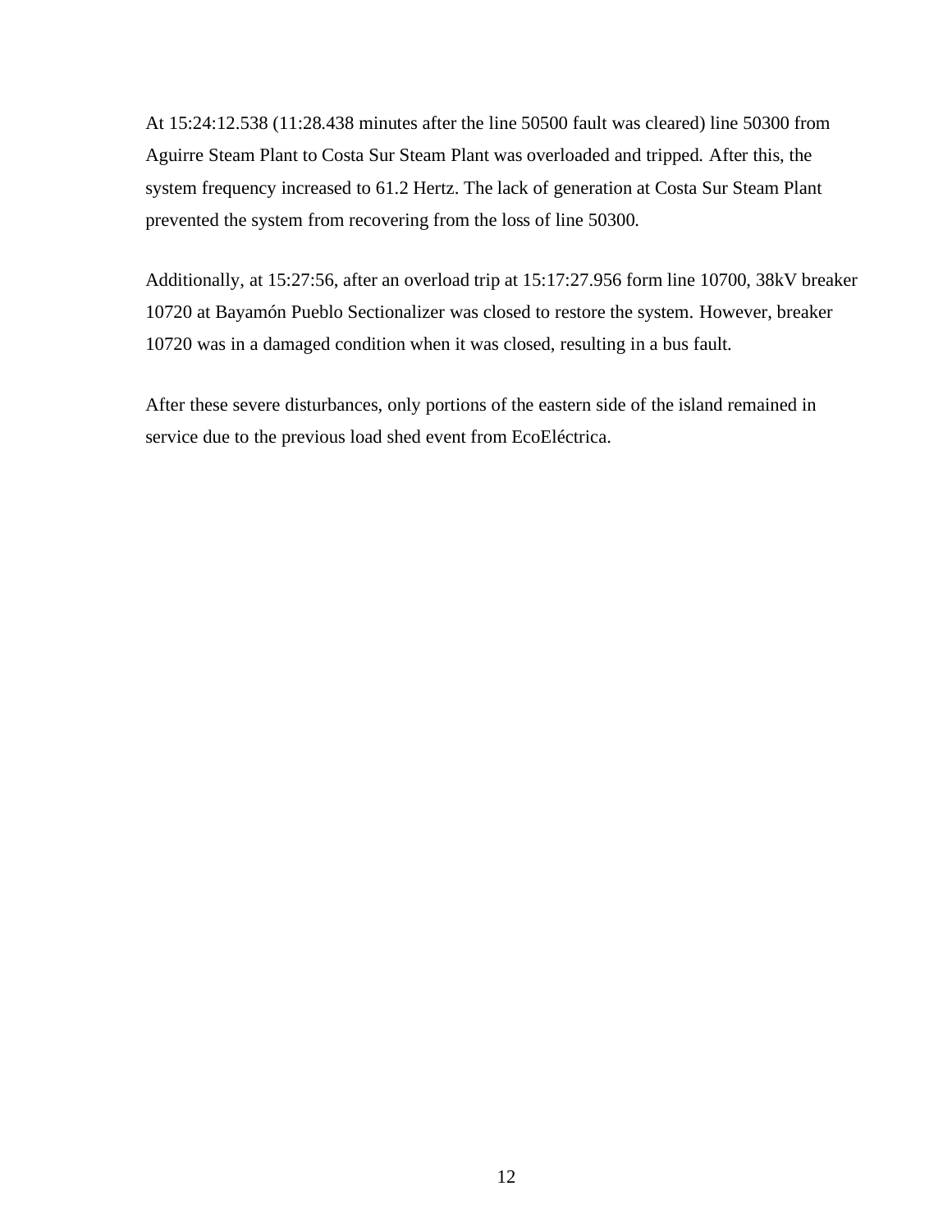At 15:24:12.538 (11:28.438 minutes after the line 50500 fault was cleared) line 50300 from Aguirre Steam Plant to Costa Sur Steam Plant was overloaded and tripped. After this, the system frequency increased to 61.2 Hertz. The lack of generation at Costa Sur Steam Plant prevented the system from recovering from the loss of line 50300.

Additionally, at 15:27:56, after an overload trip at 15:17:27.956 form line 10700, 38kV breaker 10720 at Bayamón Pueblo Sectionalizer was closed to restore the system. However, breaker 10720 was in a damaged condition when it was closed, resulting in a bus fault.

After these severe disturbances, only portions of the eastern side of the island remained in service due to the previous load shed event from EcoEléctrica.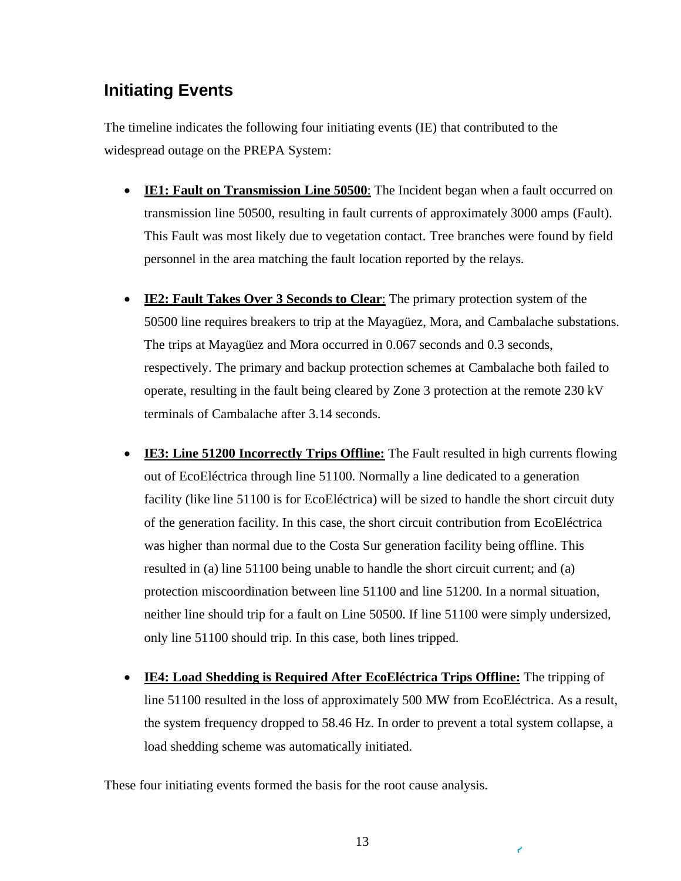## Initiating Events

The timeline indicates the following four initiating events (IE) that contributed to the widespread outage on the PREPA System:

- **<u>IE1: Fault on Transmission Line 50500</u>**: The Incident began when a fault occurred on transmission line 50500, resulting in fault currents of approximately 3000 amps (Fault). This Fault was most likely due to vegetation contact. Tree branches were found by field personnel in the area matching the fault location reported by the relays.

- **<u>IE2: Fault Takes Over 3 Seconds to Clear</u>**: The primary protection system of the 50500 line requires breakers to trip at the Mayagüez, Mora, and Cambalache substations. The trips at Mayagüez and Mora occurred in 0.067 seconds and 0.3 seconds, respectively. The primary and backup protection schemes at Cambalache both failed to operate, resulting in the fault being cleared by Zone 3 protection at the remote 230 kV terminals of Cambalache after 3.14 seconds.

- **<u>IE3: Line 51200 Incorrectly Trips Offline:</u>** The Fault resulted in high currents flowing out of EcoEléctrica through line 51100. Normally a line dedicated to a generation facility (like line 51100 is for EcoEléctrica) will be sized to handle the short circuit duty of the generation facility. In this case, the short circuit contribution from EcoEléctrica was higher than normal due to the Costa Sur generation facility being offline. This resulted in (a) line 51100 being unable to handle the short circuit current; and (a) protection miscoordination between line 51100 and line 51200. In a normal situation, neither line should trip for a fault on Line 50500. If line 51100 were simply undersized, only line 51100 should trip. In this case, both lines tripped.

- **<u>IE4: Load Shedding is Required After EcoEléctrica Trips Offline:</u>** The tripping of line 51100 resulted in the loss of approximately 500 MW from EcoEléctrica. As a result, the system frequency dropped to 58.46 Hz. In order to prevent a total system collapse, a load shedding scheme was automatically initiated.

These four initiating events formed the basis for the root cause analysis.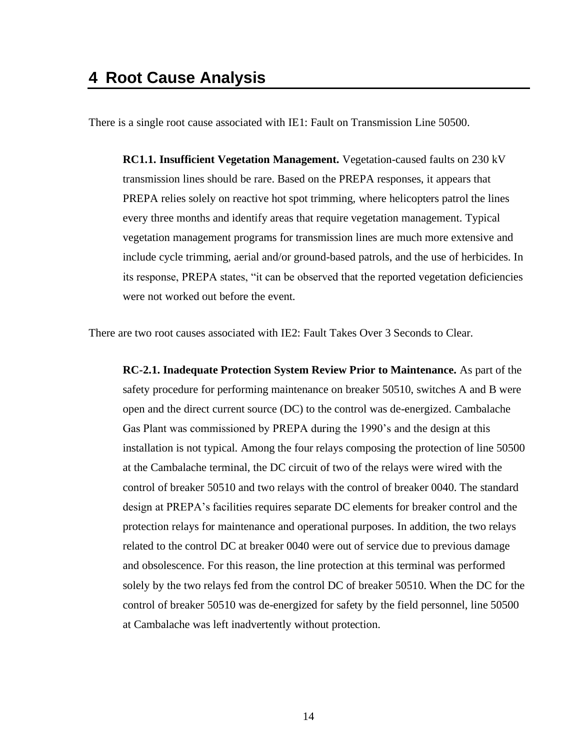# 4 Root Cause Analysis

There is a single root cause associated with IE1: Fault on Transmission Line 50500.

> **RC1.1. Insufficient Vegetation Management.** Vegetation-caused faults on 230 kV transmission lines should be rare. Based on the PREPA responses, it appears that PREPA relies solely on reactive hot spot trimming, where helicopters patrol the lines every three months and identify areas that require vegetation management. Typical vegetation management programs for transmission lines are much more extensive and include cycle trimming, aerial and/or ground-based patrols, and the use of herbicides. In its response, PREPA states, "it can be observed that the reported vegetation deficiencies were not worked out before the event.

There are two root causes associated with IE2: Fault Takes Over 3 Seconds to Clear.

> **RC-2.1. Inadequate Protection System Review Prior to Maintenance.** As part of the safety procedure for performing maintenance on breaker 50510, switches A and B were open and the direct current source (DC) to the control was de-energized. Cambalache Gas Plant was commissioned by PREPA during the 1990's and the design at this installation is not typical. Among the four relays composing the protection of line 50500 at the Cambalache terminal, the DC circuit of two of the relays were wired with the control of breaker 50510 and two relays with the control of breaker 0040. The standard design at PREPA's facilities requires separate DC elements for breaker control and the protection relays for maintenance and operational purposes. In addition, the two relays related to the control DC at breaker 0040 were out of service due to previous damage and obsolescence. For this reason, the line protection at this terminal was performed solely by the two relays fed from the control DC of breaker 50510. When the DC for the control of breaker 50510 was de-energized for safety by the field personnel, line 50500 at Cambalache was left inadvertently without protection.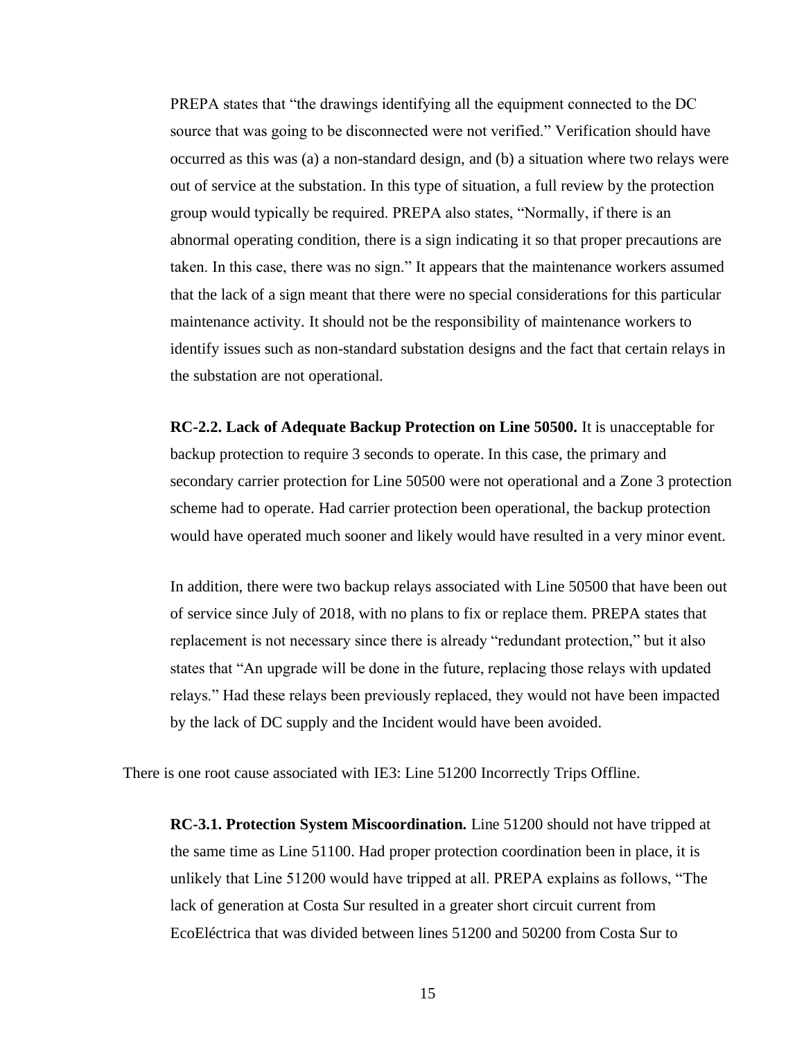PREPA states that “the drawings identifying all the equipment connected to the DC source that was going to be disconnected were not verified.” Verification should have occurred as this was (a) a non-standard design, and (b) a situation where two relays were out of service at the substation. In this type of situation, a full review by the protection group would typically be required. PREPA also states, “Normally, if there is an abnormal operating condition, there is a sign indicating it so that proper precautions are taken. In this case, there was no sign.” It appears that the maintenance workers assumed that the lack of a sign meant that there were no special considerations for this particular maintenance activity. It should not be the responsibility of maintenance workers to identify issues such as non-standard substation designs and the fact that certain relays in the substation are not operational.

**RC-2.2. Lack of Adequate Backup Protection on Line 50500.** It is unacceptable for backup protection to require 3 seconds to operate. In this case, the primary and secondary carrier protection for Line 50500 were not operational and a Zone 3 protection scheme had to operate. Had carrier protection been operational, the backup protection would have operated much sooner and likely would have resulted in a very minor event.

In addition, there were two backup relays associated with Line 50500 that have been out of service since July of 2018, with no plans to fix or replace them. PREPA states that replacement is not necessary since there is already “redundant protection,” but it also states that “An upgrade will be done in the future, replacing those relays with updated relays.” Had these relays been previously replaced, they would not have been impacted by the lack of DC supply and the Incident would have been avoided.

There is one root cause associated with IE3: Line 51200 Incorrectly Trips Offline.

**RC-3.1. Protection System Miscoordination.** Line 51200 should not have tripped at the same time as Line 51100. Had proper protection coordination been in place, it is unlikely that Line 51200 would have tripped at all. PREPA explains as follows, “The lack of generation at Costa Sur resulted in a greater short circuit current from EcoEléctrica that was divided between lines 51200 and 50200 from Costa Sur to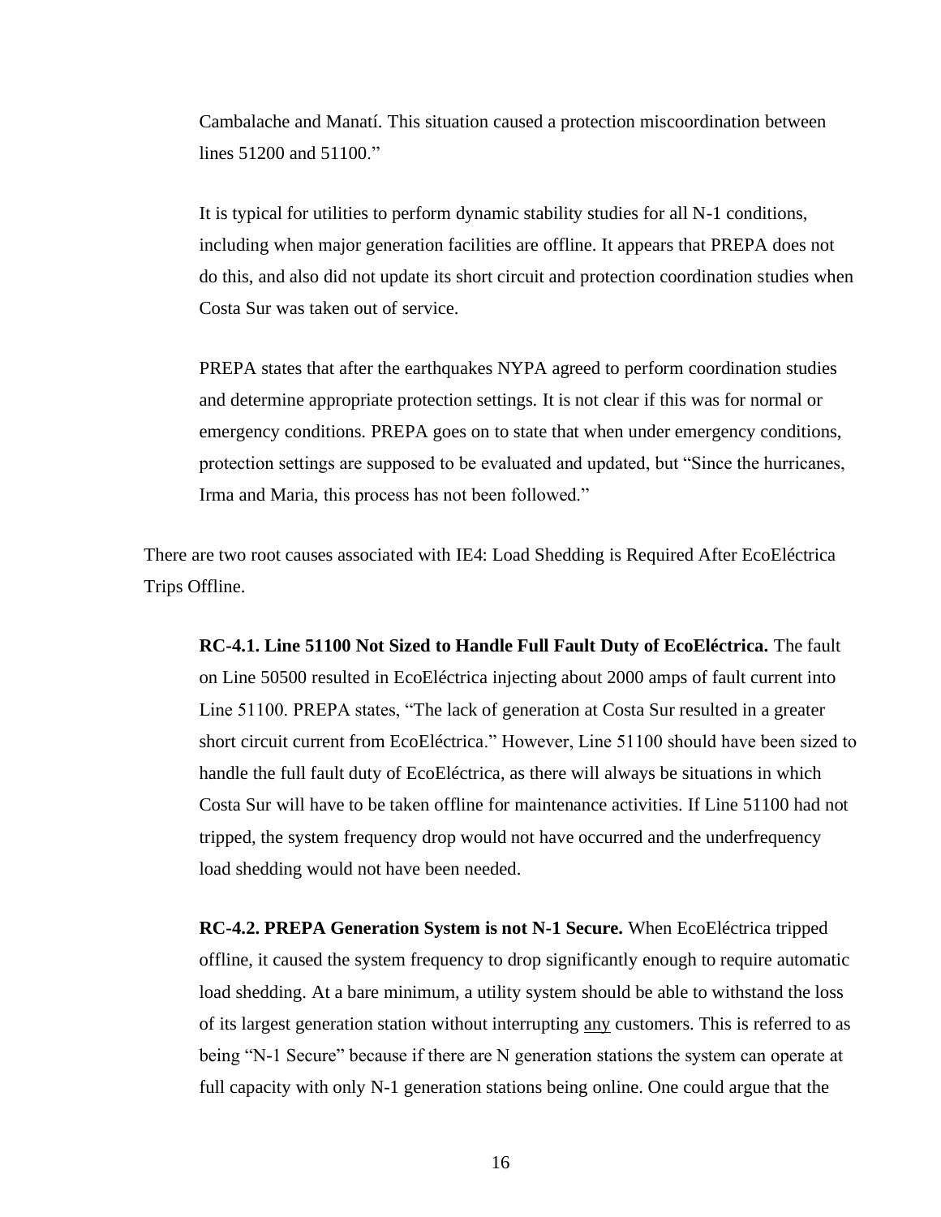Cambalache and Manatí. This situation caused a protection miscoordination between lines 51200 and 51100."

It is typical for utilities to perform dynamic stability studies for all N-1 conditions, including when major generation facilities are offline. It appears that PREPA does not do this, and also did not update its short circuit and protection coordination studies when Costa Sur was taken out of service.

PREPA states that after the earthquakes NYPA agreed to perform coordination studies and determine appropriate protection settings. It is not clear if this was for normal or emergency conditions. PREPA goes on to state that when under emergency conditions, protection settings are supposed to be evaluated and updated, but "Since the hurricanes, Irma and Maria, this process has not been followed."

There are two root causes associated with IE4: Load Shedding is Required After EcoEléctrica Trips Offline.

**RC-4.1. Line 51100 Not Sized to Handle Full Fault Duty of EcoEléctrica.** The fault on Line 50500 resulted in EcoEléctrica injecting about 2000 amps of fault current into Line 51100. PREPA states, "The lack of generation at Costa Sur resulted in a greater short circuit current from EcoEléctrica." However, Line 51100 should have been sized to handle the full fault duty of EcoEléctrica, as there will always be situations in which Costa Sur will have to be taken offline for maintenance activities. If Line 51100 had not tripped, the system frequency drop would not have occurred and the underfrequency load shedding would not have been needed.

**RC-4.2. PREPA Generation System is not N-1 Secure.** When EcoEléctrica tripped offline, it caused the system frequency to drop significantly enough to require automatic load shedding. At a bare minimum, a utility system should be able to withstand the loss of its largest generation station without interrupting <u>any</u> customers. This is referred to as being "N-1 Secure" because if there are N generation stations the system can operate at full capacity with only N-1 generation stations being online. One could argue that the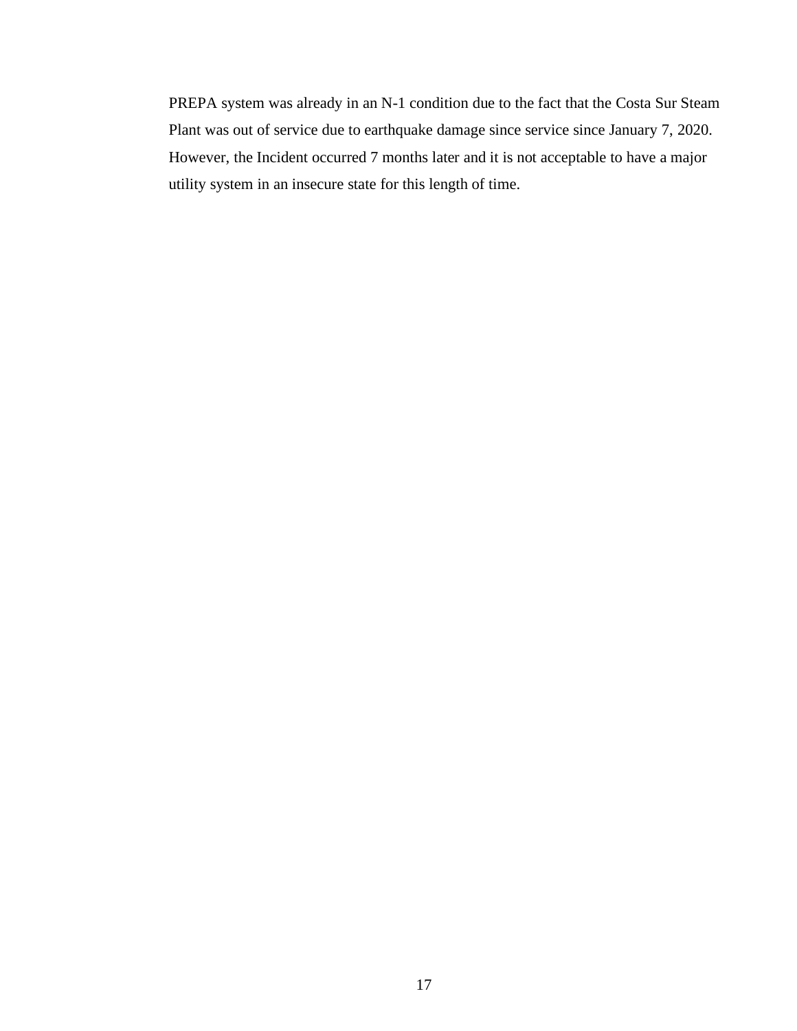PREPA system was already in an N-1 condition due to the fact that the Costa Sur Steam Plant was out of service due to earthquake damage since service since January 7, 2020. However, the Incident occurred 7 months later and it is not acceptable to have a major utility system in an insecure state for this length of time.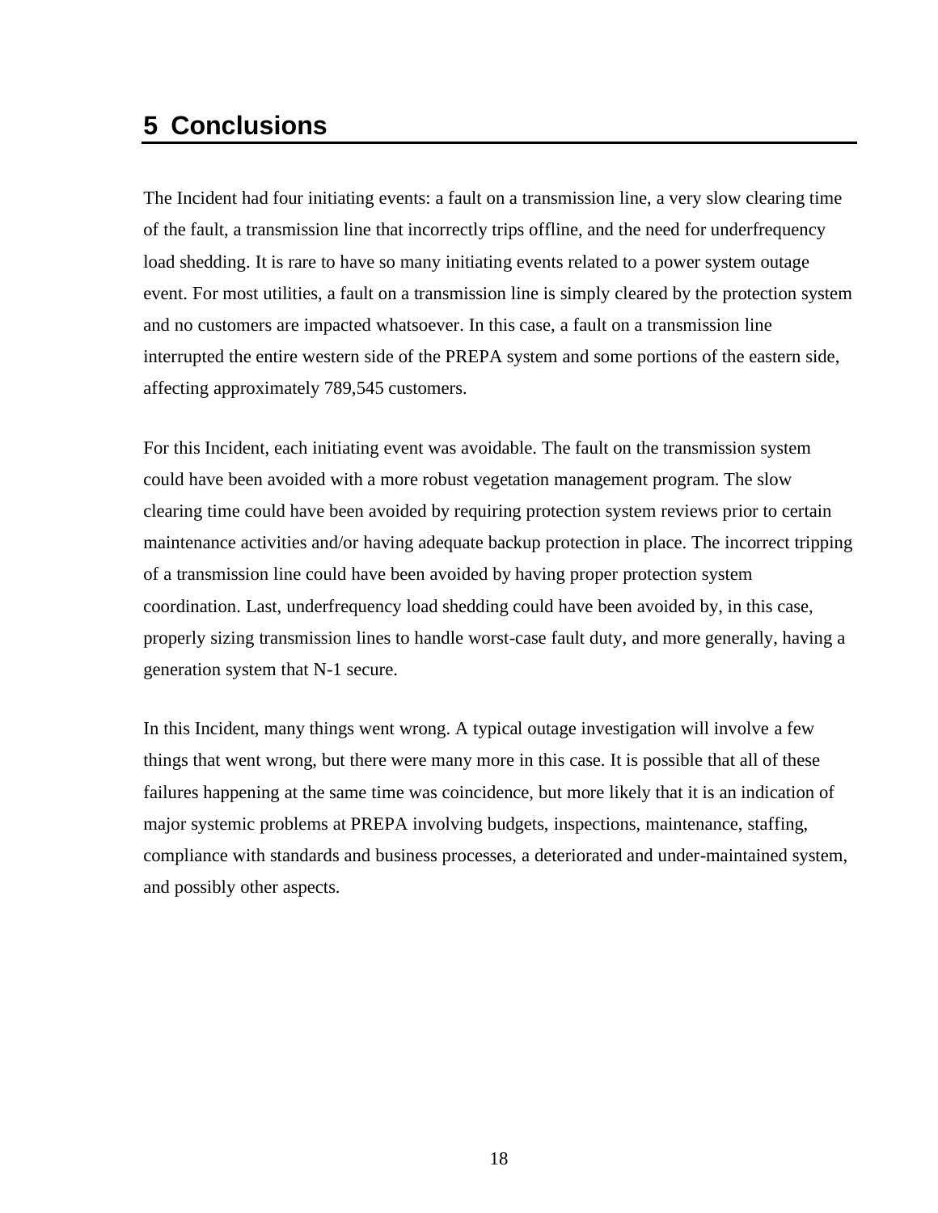# 5 Conclusions

The Incident had four initiating events: a fault on a transmission line, a very slow clearing time of the fault, a transmission line that incorrectly trips offline, and the need for underfrequency load shedding. It is rare to have so many initiating events related to a power system outage event. For most utilities, a fault on a transmission line is simply cleared by the protection system and no customers are impacted whatsoever. In this case, a fault on a transmission line interrupted the entire western side of the PREPA system and some portions of the eastern side, affecting approximately 789,545 customers.

For this Incident, each initiating event was avoidable. The fault on the transmission system could have been avoided with a more robust vegetation management program. The slow clearing time could have been avoided by requiring protection system reviews prior to certain maintenance activities and/or having adequate backup protection in place. The incorrect tripping of a transmission line could have been avoided by having proper protection system coordination. Last, underfrequency load shedding could have been avoided by, in this case, properly sizing transmission lines to handle worst-case fault duty, and more generally, having a generation system that N-1 secure.

In this Incident, many things went wrong. A typical outage investigation will involve a few things that went wrong, but there were many more in this case. It is possible that all of these failures happening at the same time was coincidence, but more likely that it is an indication of major systemic problems at PREPA involving budgets, inspections, maintenance, staffing, compliance with standards and business processes, a deteriorated and under-maintained system, and possibly other aspects.